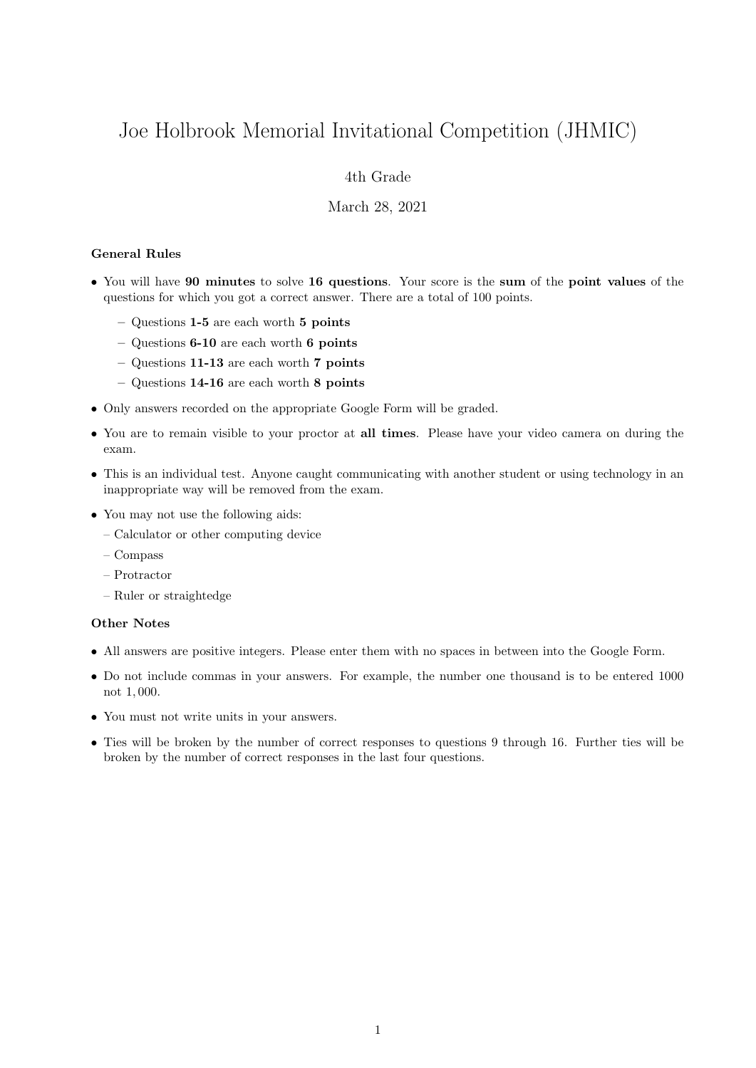# Joe Holbrook Memorial Invitational Competition (JHMIC)

4th Grade

March 28, 2021

### General Rules

- You will have **90 minutes** to solve **16 questions**. Your score is the **sum** of the **point values** of the questions for which you got a correct answer. There are a total of 100 points.
  - Questions **1-5** are each worth **5 points**
  - Questions **6-10** are each worth **6 points**
  - Questions **11-13** are each worth **7 points**
  - Questions **14-16** are each worth **8 points**
- Only answers recorded on the appropriate Google Form will be graded.
- You are to remain visible to your proctor at **all times**. Please have your video camera on during the exam.
- This is an individual test. Anyone caught communicating with another student or using technology in an inappropriate way will be removed from the exam.
- You may not use the following aids:
  - Calculator or other computing device
  - Compass
  - Protractor
  - Ruler or straightedge

### Other Notes

- All answers are positive integers. Please enter them with no spaces in between into the Google Form.
- Do not include commas in your answers. For example, the number one thousand is to be entered 1000 not 1,000.
- You must not write units in your answers.
- Ties will be broken by the number of correct responses to questions 9 through 16. Further ties will be broken by the number of correct responses in the last four questions.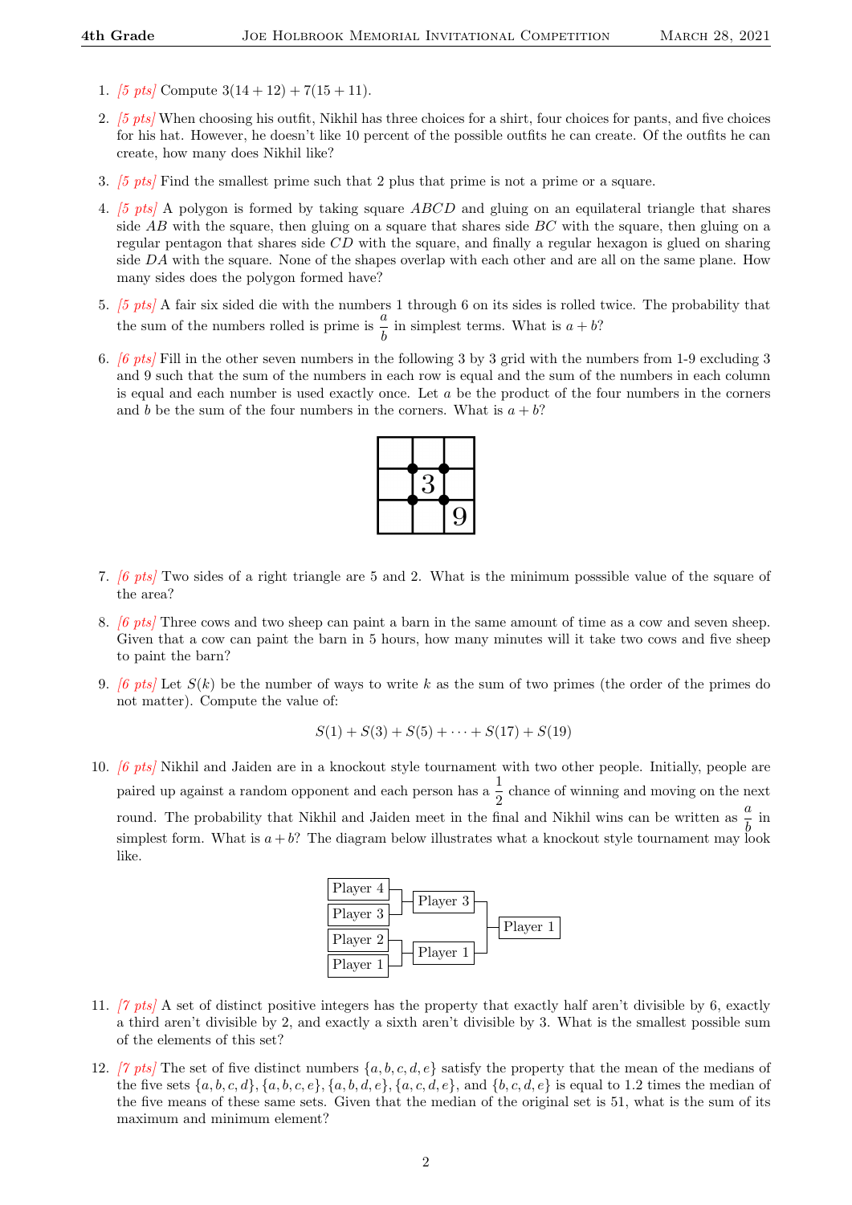1. *[5 pts]* Compute $3(14 + 12) + 7(15 + 11)$.

2. *[5 pts]* When choosing his outfit, Nikhil has three choices for a shirt, four choices for pants, and five choices for his hat. However, he doesn't like 10 percent of the possible outfits he can create. Of the outfits he can create, how many does Nikhil like?

3. *[5 pts]* Find the smallest prime such that 2 plus that prime is not a prime or a square.

4. *[5 pts]* A polygon is formed by taking square $ABCD$ and gluing on an equilateral triangle that shares side $AB$ with the square, then gluing on a square that shares side $BC$ with the square, then gluing on a regular pentagon that shares side $CD$ with the square, and finally a regular hexagon is glued on sharing side $DA$ with the square. None of the shapes overlap with each other and are all on the same plane. How many sides does the polygon formed have?

5. *[5 pts]* A fair six sided die with the numbers 1 through 6 on its sides is rolled twice. The probability that the sum of the numbers rolled is prime is $\frac{a}{b}$ in simplest terms. What is $a + b$?

6. *[6 pts]* Fill in the other seven numbers in the following 3 by 3 grid with the numbers from 1-9 excluding 3 and 9 such that the sum of the numbers in each row is equal and the sum of the numbers in each column is equal and each number is used exactly once. Let $a$ be the product of the four numbers in the corners and $b$ be the sum of the four numbers in the corners. What is $a + b$?

|   |   |   |
|---|---|---|
|   |   |   |
|   | 3 |   |
|   |   | 9 |

7. *[6 pts]* Two sides of a right triangle are 5 and 2. What is the minimum posssible value of the square of the area?

8. *[6 pts]* Three cows and two sheep can paint a barn in the same amount of time as a cow and seven sheep. Given that a cow can paint the barn in 5 hours, how many minutes will it take two cows and five sheep to paint the barn?

9. *[6 pts]* Let $S(k)$ be the number of ways to write $k$ as the sum of two primes (the order of the primes do not matter). Compute the value of:

$$S(1) + S(3) + S(5) + \cdots + S(17) + S(19)$$

10. *[6 pts]* Nikhil and Jaiden are in a knockout style tournament with two other people. Initially, people are paired up against a random opponent and each person has a $\frac{1}{2}$ chance of winning and moving on the next round. The probability that Nikhil and Jaiden meet in the final and Nikhil wins can be written as $\frac{a}{b}$ in simplest form. What is $a + b$? The diagram below illustrates what a knockout style tournament may look like.

| Round 1 | Round 2 | Winner |
|---|---|---|
| Player 4 | Player 3 | Player 1 |
| Player 3 | | |
| Player 2 | Player 1 | |
| Player 1 | | |

11. *[7 pts]* A set of distinct positive integers has the property that exactly half aren't divisible by 6, exactly a third aren't divisible by 2, and exactly a sixth aren't divisible by 3. What is the smallest possible sum of the elements of this set?

12. *[7 pts]* The set of five distinct numbers $\{a, b, c, d, e\}$ satisfy the property that the mean of the medians of the five sets $\{a, b, c, d\}, \{a, b, c, e\}, \{a, b, d, e\}, \{a, c, d, e\}$, and $\{b, c, d, e\}$ is equal to 1.2 times the median of the five means of these same sets. Given that the median of the original set is 51, what is the sum of its maximum and minimum element?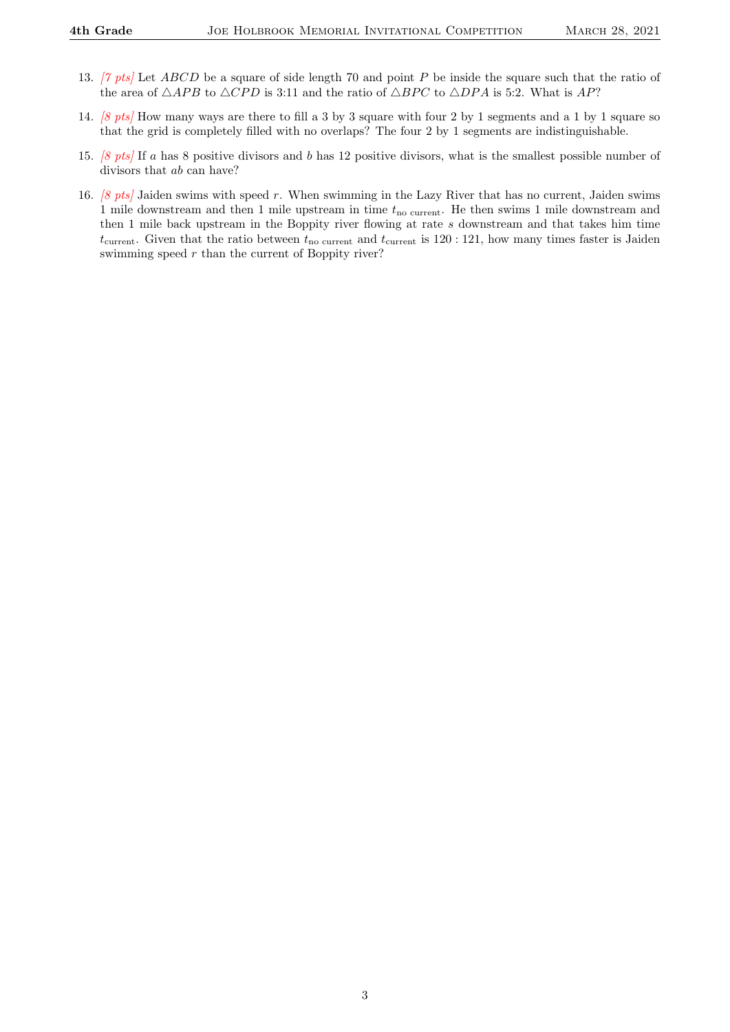13. *[7 pts]* Let $ABCD$ be a square of side length 70 and point $P$ be inside the square such that the ratio of the area of $\triangle APB$ to $\triangle CPD$ is 3:11 and the ratio of $\triangle BPC$ to $\triangle DPA$ is 5:2. What is $AP$?

14. *[8 pts]* How many ways are there to fill a 3 by 3 square with four 2 by 1 segments and a 1 by 1 square so that the grid is completely filled with no overlaps? The four 2 by 1 segments are indistinguishable.

15. *[8 pts]* If $a$ has 8 positive divisors and $b$ has 12 positive divisors, what is the smallest possible number of divisors that $ab$ can have?

16. *[8 pts]* Jaiden swims with speed $r$. When swimming in the Lazy River that has no current, Jaiden swims 1 mile downstream and then 1 mile upstream in time $t_{\text{no current}}$. He then swims 1 mile downstream and then 1 mile back upstream in the Boppity river flowing at rate $s$ downstream and that takes him time $t_{\text{current}}$. Given that the ratio between $t_{\text{no current}}$ and $t_{\text{current}}$ is $120 : 121$, how many times faster is Jaiden swimming speed $r$ than the current of Boppity river?